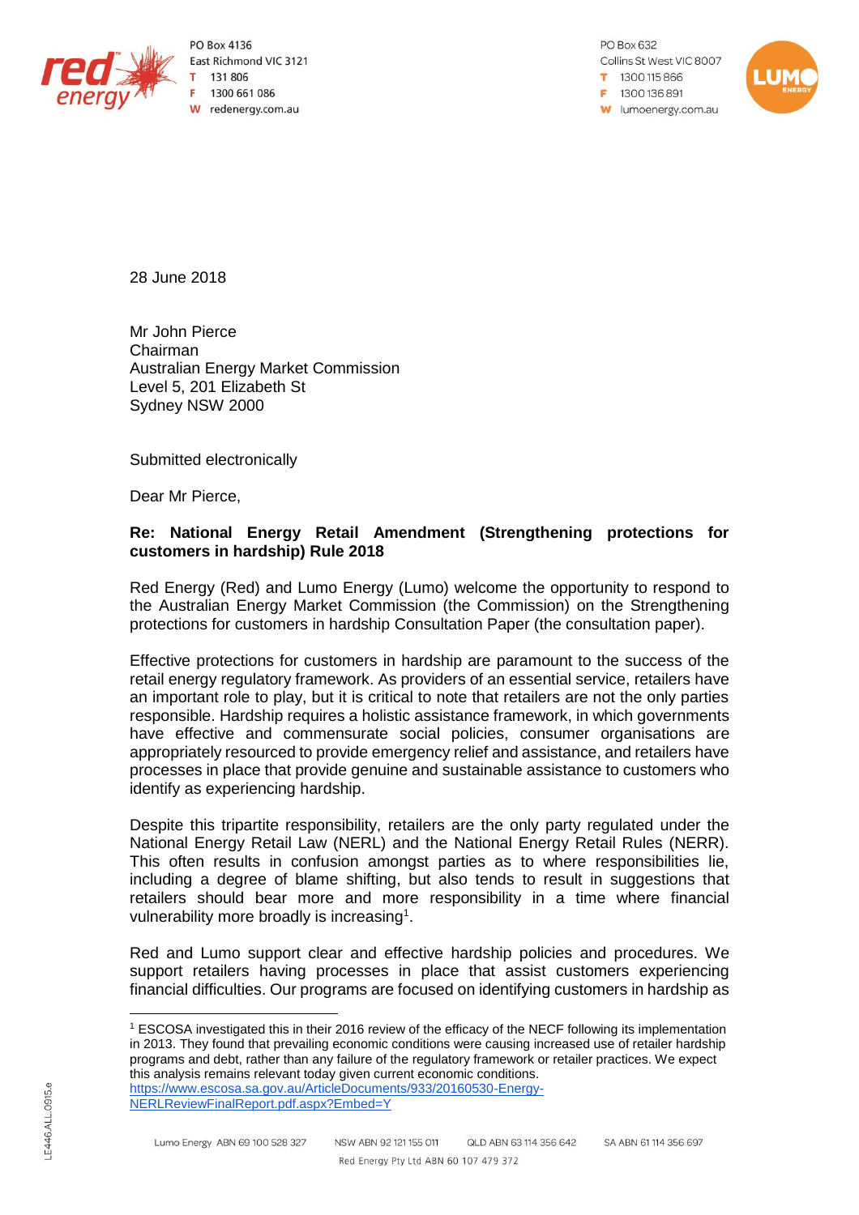PO Box 4136
East Richmond VIC 3121
T 131 806
F 1300 661 086
W redenergy.com.au

PO Box 632
Collins St West VIC 8007
T 1300 115 866
F 1300 136 891
W lumoenergy.com.au

28 June 2018

Mr John Pierce
Chairman
Australian Energy Market Commission
Level 5, 201 Elizabeth St
Sydney NSW 2000

Submitted electronically

Dear Mr Pierce,

**Re: National Energy Retail Amendment (Strengthening protections for customers in hardship) Rule 2018**

Red Energy (Red) and Lumo Energy (Lumo) welcome the opportunity to respond to the Australian Energy Market Commission (the Commission) on the Strengthening protections for customers in hardship Consultation Paper (the consultation paper).

Effective protections for customers in hardship are paramount to the success of the retail energy regulatory framework. As providers of an essential service, retailers have an important role to play, but it is critical to note that retailers are not the only parties responsible. Hardship requires a holistic assistance framework, in which governments have effective and commensurate social policies, consumer organisations are appropriately resourced to provide emergency relief and assistance, and retailers have processes in place that provide genuine and sustainable assistance to customers who identify as experiencing hardship.

Despite this tripartite responsibility, retailers are the only party regulated under the National Energy Retail Law (NERL) and the National Energy Retail Rules (NERR). This often results in confusion amongst parties as to where responsibilities lie, including a degree of blame shifting, but also tends to result in suggestions that retailers should bear more and more responsibility in a time where financial vulnerability more broadly is increasing[1].

Red and Lumo support clear and effective hardship policies and procedures. We support retailers having processes in place that assist customers experiencing financial difficulties. Our programs are focused on identifying customers in hardship as

[1] ESCOSA investigated this in their 2016 review of the efficacy of the NECF following its implementation in 2013. They found that prevailing economic conditions were causing increased use of retailer hardship programs and debt, rather than any failure of the regulatory framework or retailer practices. We expect this analysis remains relevant today given current economic conditions. https://www.escosa.sa.gov.au/ArticleDocuments/933/20160530-Energy-NERLReviewFinalReport.pdf.aspx?Embed=Y

Lumo Energy ABN 69 100 528 327 NSW ABN 92 121 155 011 QLD ABN 63 114 356 642 SA ABN 61 114 356 697
Red Energy Pty Ltd ABN 60 107 479 372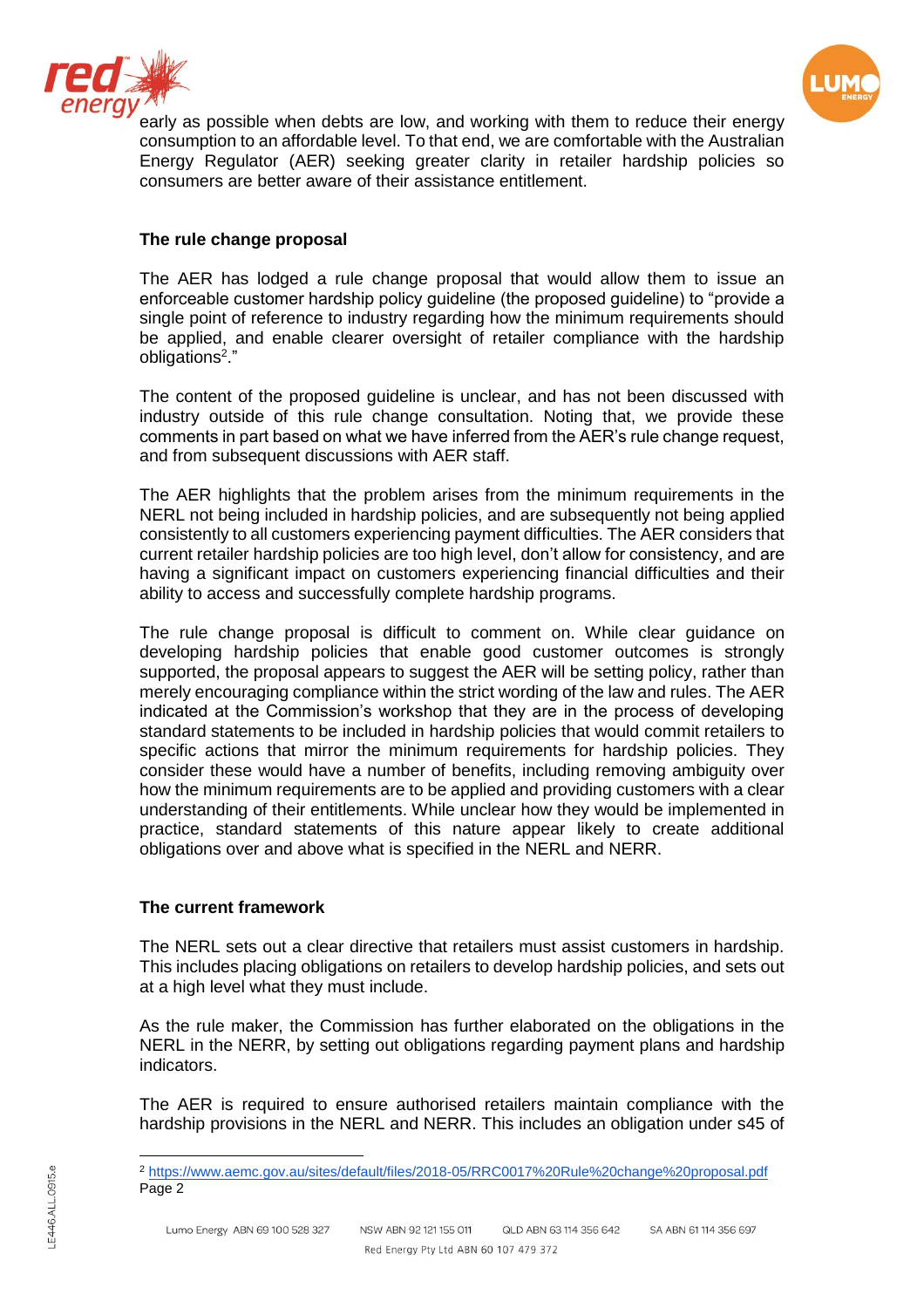early as possible when debts are low, and working with them to reduce their energy consumption to an affordable level. To that end, we are comfortable with the Australian Energy Regulator (AER) seeking greater clarity in retailer hardship policies so consumers are better aware of their assistance entitlement.

**The rule change proposal**

The AER has lodged a rule change proposal that would allow them to issue an enforceable customer hardship policy guideline (the proposed guideline) to "provide a single point of reference to industry regarding how the minimum requirements should be applied, and enable clearer oversight of retailer compliance with the hardship obligations[2]."

The content of the proposed guideline is unclear, and has not been discussed with industry outside of this rule change consultation. Noting that, we provide these comments in part based on what we have inferred from the AER's rule change request, and from subsequent discussions with AER staff.

The AER highlights that the problem arises from the minimum requirements in the NERL not being included in hardship policies, and are subsequently not being applied consistently to all customers experiencing payment difficulties. The AER considers that current retailer hardship policies are too high level, don't allow for consistency, and are having a significant impact on customers experiencing financial difficulties and their ability to access and successfully complete hardship programs.

The rule change proposal is difficult to comment on. While clear guidance on developing hardship policies that enable good customer outcomes is strongly supported, the proposal appears to suggest the AER will be setting policy, rather than merely encouraging compliance within the strict wording of the law and rules. The AER indicated at the Commission's workshop that they are in the process of developing standard statements to be included in hardship policies that would commit retailers to specific actions that mirror the minimum requirements for hardship policies. They consider these would have a number of benefits, including removing ambiguity over how the minimum requirements are to be applied and providing customers with a clear understanding of their entitlements. While unclear how they would be implemented in practice, standard statements of this nature appear likely to create additional obligations over and above what is specified in the NERL and NERR.

**The current framework**

The NERL sets out a clear directive that retailers must assist customers in hardship. This includes placing obligations on retailers to develop hardship policies, and sets out at a high level what they must include.

As the rule maker, the Commission has further elaborated on the obligations in the NERL in the NERR, by setting out obligations regarding payment plans and hardship indicators.

The AER is required to ensure authorised retailers maintain compliance with the hardship provisions in the NERL and NERR. This includes an obligation under s45 of

[2] https://www.aemc.gov.au/sites/default/files/2018-05/RRC0017%20Rule%20change%20proposal.pdf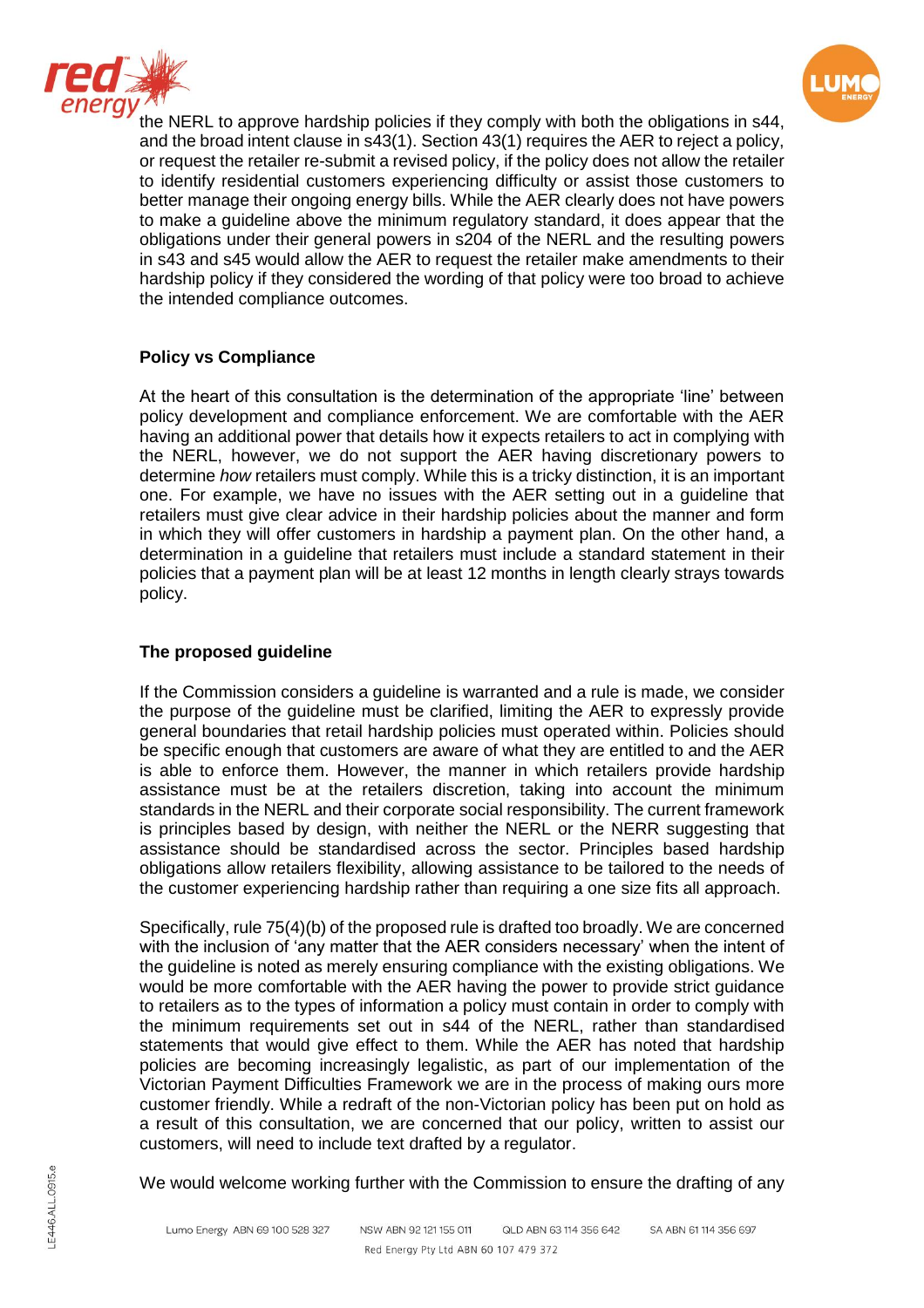the NERL to approve hardship policies if they comply with both the obligations in s44, and the broad intent clause in s43(1). Section 43(1) requires the AER to reject a policy, or request the retailer re-submit a revised policy, if the policy does not allow the retailer to identify residential customers experiencing difficulty or assist those customers to better manage their ongoing energy bills. While the AER clearly does not have powers to make a guideline above the minimum regulatory standard, it does appear that the obligations under their general powers in s204 of the NERL and the resulting powers in s43 and s45 would allow the AER to request the retailer make amendments to their hardship policy if they considered the wording of that policy were too broad to achieve the intended compliance outcomes.

**Policy vs Compliance**

At the heart of this consultation is the determination of the appropriate 'line' between policy development and compliance enforcement. We are comfortable with the AER having an additional power that details how it expects retailers to act in complying with the NERL, however, we do not support the AER having discretionary powers to determine *how* retailers must comply. While this is a tricky distinction, it is an important one. For example, we have no issues with the AER setting out in a guideline that retailers must give clear advice in their hardship policies about the manner and form in which they will offer customers in hardship a payment plan. On the other hand, a determination in a guideline that retailers must include a standard statement in their policies that a payment plan will be at least 12 months in length clearly strays towards policy.

**The proposed guideline**

If the Commission considers a guideline is warranted and a rule is made, we consider the purpose of the guideline must be clarified, limiting the AER to expressly provide general boundaries that retail hardship policies must operated within. Policies should be specific enough that customers are aware of what they are entitled to and the AER is able to enforce them. However, the manner in which retailers provide hardship assistance must be at the retailers discretion, taking into account the minimum standards in the NERL and their corporate social responsibility. The current framework is principles based by design, with neither the NERL or the NERR suggesting that assistance should be standardised across the sector. Principles based hardship obligations allow retailers flexibility, allowing assistance to be tailored to the needs of the customer experiencing hardship rather than requiring a one size fits all approach.

Specifically, rule 75(4)(b) of the proposed rule is drafted too broadly. We are concerned with the inclusion of 'any matter that the AER considers necessary' when the intent of the guideline is noted as merely ensuring compliance with the existing obligations. We would be more comfortable with the AER having the power to provide strict guidance to retailers as to the types of information a policy must contain in order to comply with the minimum requirements set out in s44 of the NERL, rather than standardised statements that would give effect to them. While the AER has noted that hardship policies are becoming increasingly legalistic, as part of our implementation of the Victorian Payment Difficulties Framework we are in the process of making ours more customer friendly. While a redraft of the non-Victorian policy has been put on hold as a result of this consultation, we are concerned that our policy, written to assist our customers, will need to include text drafted by a regulator.

We would welcome working further with the Commission to ensure the drafting of any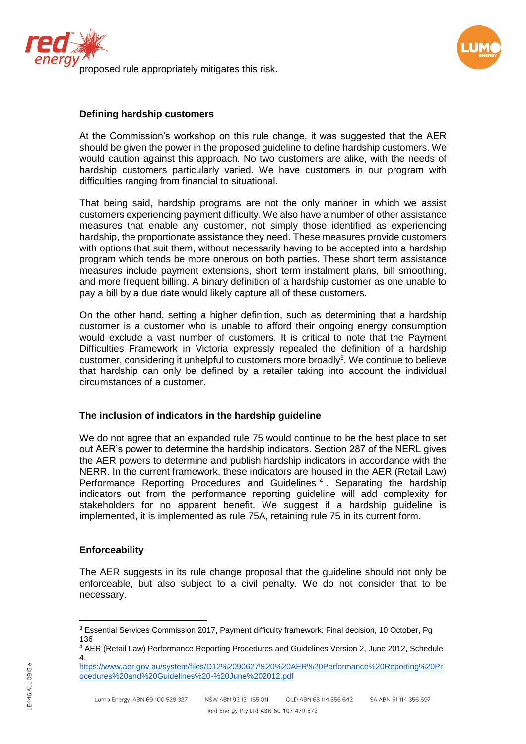proposed rule appropriately mitigates this risk.

**Defining hardship customers**

At the Commission's workshop on this rule change, it was suggested that the AER should be given the power in the proposed guideline to define hardship customers. We would caution against this approach. No two customers are alike, with the needs of hardship customers particularly varied. We have customers in our program with difficulties ranging from financial to situational.

That being said, hardship programs are not the only manner in which we assist customers experiencing payment difficulty. We also have a number of other assistance measures that enable any customer, not simply those identified as experiencing hardship, the proportionate assistance they need. These measures provide customers with options that suit them, without necessarily having to be accepted into a hardship program which tends be more onerous on both parties. These short term assistance measures include payment extensions, short term instalment plans, bill smoothing, and more frequent billing. A binary definition of a hardship customer as one unable to pay a bill by a due date would likely capture all of these customers.

On the other hand, setting a higher definition, such as determining that a hardship customer is a customer who is unable to afford their ongoing energy consumption would exclude a vast number of customers. It is critical to note that the Payment Difficulties Framework in Victoria expressly repealed the definition of a hardship customer, considering it unhelpful to customers more broadly[3]. We continue to believe that hardship can only be defined by a retailer taking into account the individual circumstances of a customer.

**The inclusion of indicators in the hardship guideline**

We do not agree that an expanded rule 75 would continue to be the best place to set out AER's power to determine the hardship indicators. Section 287 of the NERL gives the AER powers to determine and publish hardship indicators in accordance with the NERR. In the current framework, these indicators are housed in the AER (Retail Law) Performance Reporting Procedures and Guidelines [4]. Separating the hardship indicators out from the performance reporting guideline will add complexity for stakeholders for no apparent benefit. We suggest if a hardship guideline is implemented, it is implemented as rule 75A, retaining rule 75 in its current form.

**Enforceability**

The AER suggests in its rule change proposal that the guideline should not only be enforceable, but also subject to a civil penalty. We do not consider that to be necessary.

---

[3] Essential Services Commission 2017, Payment difficulty framework: Final decision, 10 October, Pg 136

[4] AER (Retail Law) Performance Reporting Procedures and Guidelines Version 2, June 2012, Schedule 4, https://www.aer.gov.au/system/files/D12%2090627%20%20AER%20Performance%20Reporting%20Procedures%20and%20Guidelines%20-%20June%202012.pdf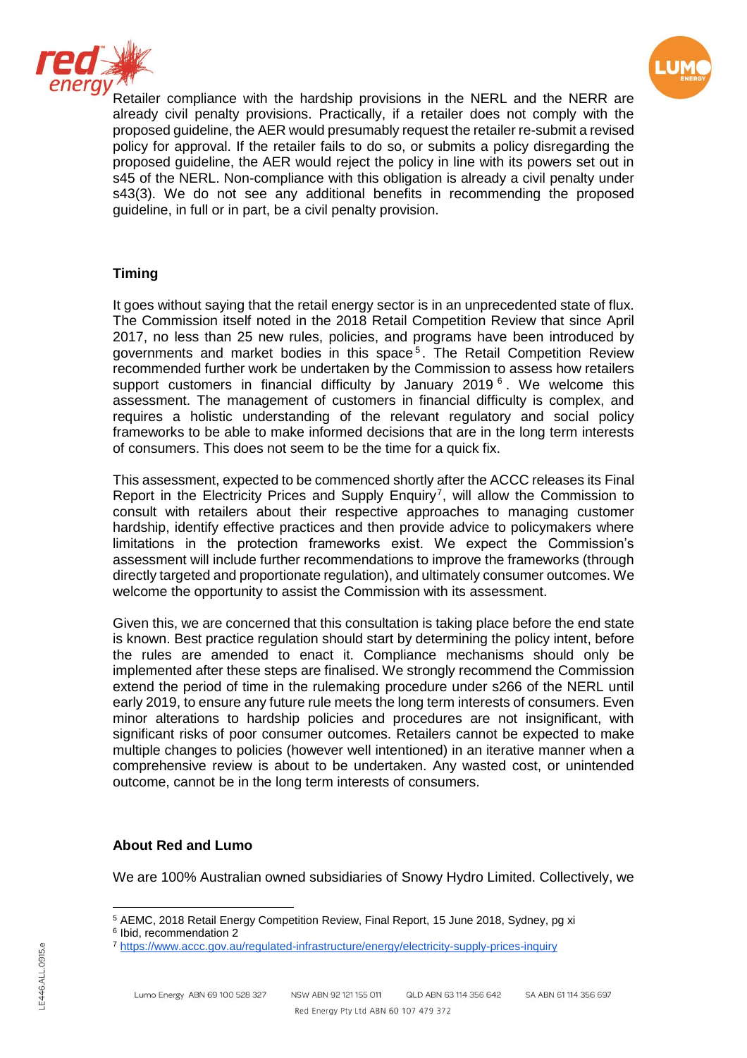Retailer compliance with the hardship provisions in the NERL and the NERR are already civil penalty provisions. Practically, if a retailer does not comply with the proposed guideline, the AER would presumably request the retailer re-submit a revised policy for approval. If the retailer fails to do so, or submits a policy disregarding the proposed guideline, the AER would reject the policy in line with its powers set out in s45 of the NERL. Non-compliance with this obligation is already a civil penalty under s43(3). We do not see any additional benefits in recommending the proposed guideline, in full or in part, be a civil penalty provision.

**Timing**

It goes without saying that the retail energy sector is in an unprecedented state of flux. The Commission itself noted in the 2018 Retail Competition Review that since April 2017, no less than 25 new rules, policies, and programs have been introduced by governments and market bodies in this space[5]. The Retail Competition Review recommended further work be undertaken by the Commission to assess how retailers support customers in financial difficulty by January 2019[6]. We welcome this assessment. The management of customers in financial difficulty is complex, and requires a holistic understanding of the relevant regulatory and social policy frameworks to be able to make informed decisions that are in the long term interests of consumers. This does not seem to be the time for a quick fix.

This assessment, expected to be commenced shortly after the ACCC releases its Final Report in the Electricity Prices and Supply Enquiry[7], will allow the Commission to consult with retailers about their respective approaches to managing customer hardship, identify effective practices and then provide advice to policymakers where limitations in the protection frameworks exist. We expect the Commission's assessment will include further recommendations to improve the frameworks (through directly targeted and proportionate regulation), and ultimately consumer outcomes. We welcome the opportunity to assist the Commission with its assessment.

Given this, we are concerned that this consultation is taking place before the end state is known. Best practice regulation should start by determining the policy intent, before the rules are amended to enact it. Compliance mechanisms should only be implemented after these steps are finalised. We strongly recommend the Commission extend the period of time in the rulemaking procedure under s266 of the NERL until early 2019, to ensure any future rule meets the long term interests of consumers. Even minor alterations to hardship policies and procedures are not insignificant, with significant risks of poor consumer outcomes. Retailers cannot be expected to make multiple changes to policies (however well intentioned) in an iterative manner when a comprehensive review is about to be undertaken. Any wasted cost, or unintended outcome, cannot be in the long term interests of consumers.

**About Red and Lumo**

We are 100% Australian owned subsidiaries of Snowy Hydro Limited. Collectively, we

[5] AEMC, 2018 Retail Energy Competition Review, Final Report, 15 June 2018, Sydney, pg xi

[6] Ibid, recommendation 2

[7] https://www.accc.gov.au/regulated-infrastructure/energy/electricity-supply-prices-inquiry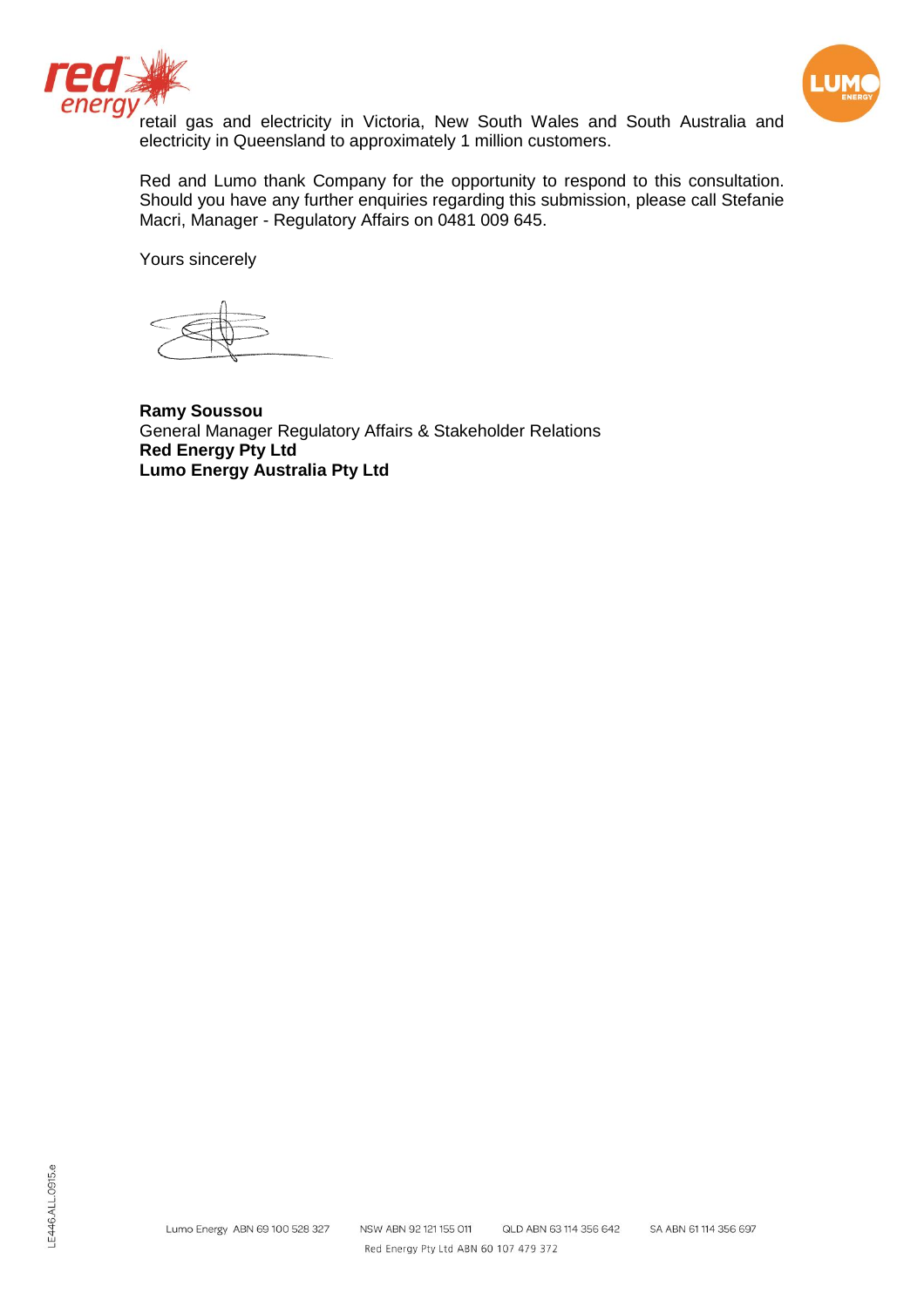retail gas and electricity in Victoria, New South Wales and South Australia and electricity in Queensland to approximately 1 million customers.

Red and Lumo thank Company for the opportunity to respond to this consultation. Should you have any further enquiries regarding this submission, please call Stefanie Macri, Manager - Regulatory Affairs on 0481 009 645.

Yours sincerely

**Ramy Soussou**
General Manager Regulatory Affairs & Stakeholder Relations
**Red Energy Pty Ltd**
**Lumo Energy Australia Pty Ltd**